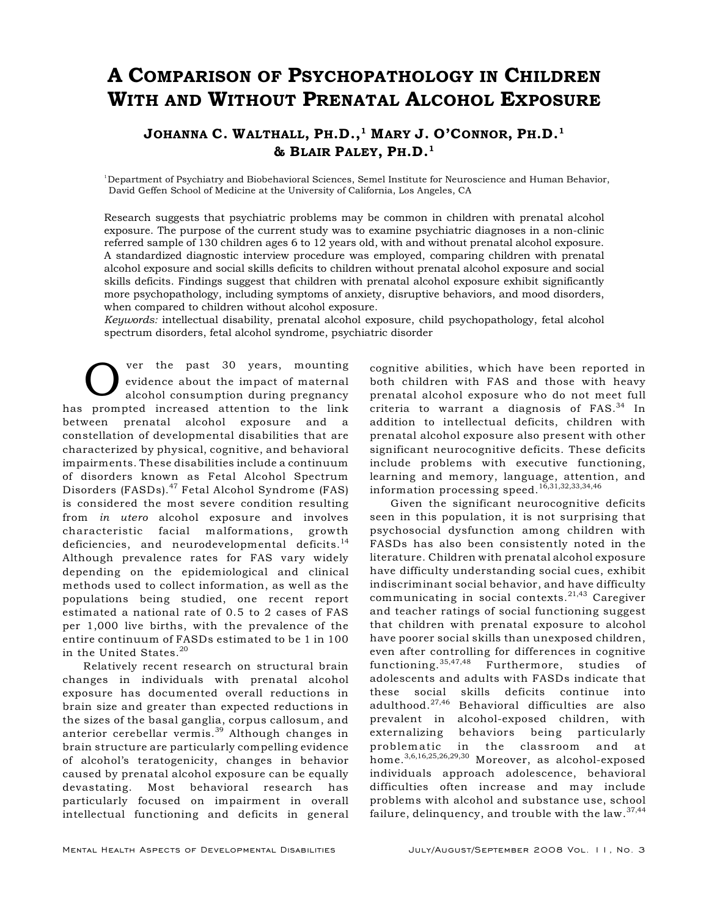# A Comparison of Psychopathology in Children With and Without Prenatal Alcohol Exposure

**Johanna C. Walthall, Ph.D.,[1] Mary J. O'Connor, Ph.D.[1] & Blair Paley, Ph.D.[1]**

[1]Department of Psychiatry and Biobehavioral Sciences, Semel Institute for Neuroscience and Human Behavior, David Geffen School of Medicine at the University of California, Los Angeles, CA

Research suggests that psychiatric problems may be common in children with prenatal alcohol exposure. The purpose of the current study was to examine psychiatric diagnoses in a non-clinic referred sample of 130 children ages 6 to 12 years old, with and without prenatal alcohol exposure. A standardized diagnostic interview procedure was employed, comparing children with prenatal alcohol exposure and social skills deficits to children without prenatal alcohol exposure and social skills deficits. Findings suggest that children with prenatal alcohol exposure exhibit significantly more psychopathology, including symptoms of anxiety, disruptive behaviors, and mood disorders, when compared to children without alcohol exposure.

*Keywords:* intellectual disability, prenatal alcohol exposure, child psychopathology, fetal alcohol spectrum disorders, fetal alcohol syndrome, psychiatric disorder

Over the past 30 years, mounting evidence about the impact of maternal alcohol consumption during pregnancy has prompted increased attention to the link between prenatal alcohol exposure and a constellation of developmental disabilities that are characterized by physical, cognitive, and behavioral impairments. These disabilities include a continuum of disorders known as Fetal Alcohol Spectrum Disorders (FASDs).[47] Fetal Alcohol Syndrome (FAS) is considered the most severe condition resulting from *in utero* alcohol exposure and involves characteristic facial malformations, growth deficiencies, and neurodevelopmental deficits.[14] Although prevalence rates for FAS vary widely depending on the epidemiological and clinical methods used to collect information, as well as the populations being studied, one recent report estimated a national rate of 0.5 to 2 cases of FAS per 1,000 live births, with the prevalence of the entire continuum of FASDs estimated to be 1 in 100 in the United States.[20]

Relatively recent research on structural brain changes in individuals with prenatal alcohol exposure has documented overall reductions in brain size and greater than expected reductions in the sizes of the basal ganglia, corpus callosum, and anterior cerebellar vermis.[39] Although changes in brain structure are particularly compelling evidence of alcohol's teratogenicity, changes in behavior caused by prenatal alcohol exposure can be equally devastating. Most behavioral research has particularly focused on impairment in overall intellectual functioning and deficits in general cognitive abilities, which have been reported in both children with FAS and those with heavy prenatal alcohol exposure who do not meet full criteria to warrant a diagnosis of FAS.[34] In addition to intellectual deficits, children with prenatal alcohol exposure also present with other significant neurocognitive deficits. These deficits include problems with executive functioning, learning and memory, language, attention, and information processing speed.[16,31,32,33,34,46]

Given the significant neurocognitive deficits seen in this population, it is not surprising that psychosocial dysfunction among children with FASDs has also been consistently noted in the literature. Children with prenatal alcohol exposure have difficulty understanding social cues, exhibit indiscriminant social behavior, and have difficulty communicating in social contexts.[21,43] Caregiver and teacher ratings of social functioning suggest that children with prenatal exposure to alcohol have poorer social skills than unexposed children, even after controlling for differences in cognitive functioning.[35,47,48] Furthermore, studies of adolescents and adults with FASDs indicate that these social skills deficits continue into adulthood.[27,46] Behavioral difficulties are also prevalent in alcohol-exposed children, with externalizing behaviors being particularly problematic in the classroom and at home.[3,6,16,25,26,29,30] Moreover, as alcohol-exposed individuals approach adolescence, behavioral difficulties often increase and may include problems with alcohol and substance use, school failure, delinquency, and trouble with the law.[37,44]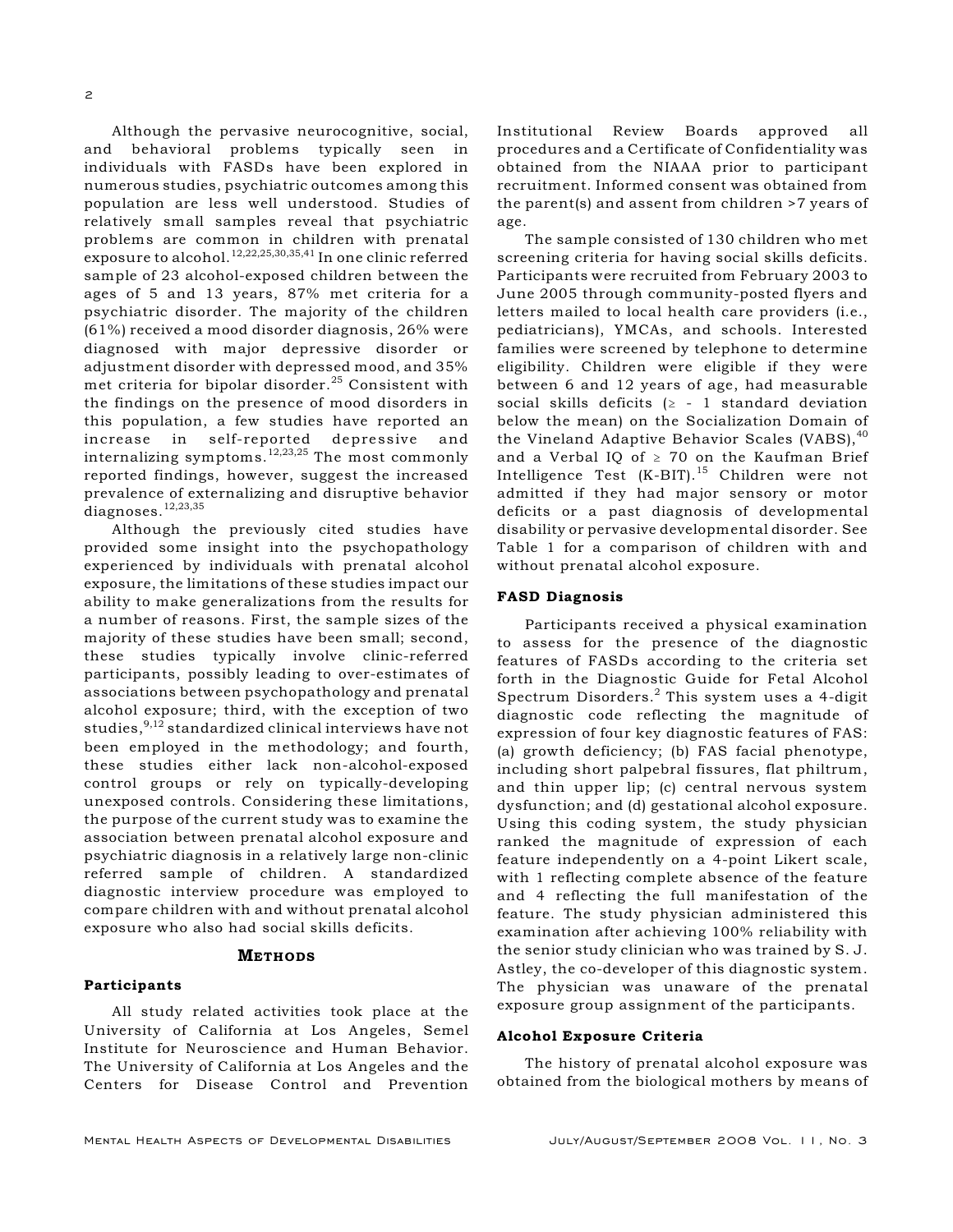Although the pervasive neurocognitive, social, and behavioral problems typically seen in individuals with FASDs have been explored in numerous studies, psychiatric outcomes among this population are less well understood. Studies of relatively small samples reveal that psychiatric problems are common in children with prenatal exposure to alcohol.[12,22,25,30,35,41] In one clinic referred sample of 23 alcohol-exposed children between the ages of 5 and 13 years, 87% met criteria for a psychiatric disorder. The majority of the children (61%) received a mood disorder diagnosis, 26% were diagnosed with major depressive disorder or adjustment disorder with depressed mood, and 35% met criteria for bipolar disorder.[25] Consistent with the findings on the presence of mood disorders in this population, a few studies have reported an increase in self-reported depressive and internalizing symptoms.[12,23,25] The most commonly reported findings, however, suggest the increased prevalence of externalizing and disruptive behavior diagnoses.[12,23,35]

Although the previously cited studies have provided some insight into the psychopathology experienced by individuals with prenatal alcohol exposure, the limitations of these studies impact our ability to make generalizations from the results for a number of reasons. First, the sample sizes of the majority of these studies have been small; second, these studies typically involve clinic-referred participants, possibly leading to over-estimates of associations between psychopathology and prenatal alcohol exposure; third, with the exception of two studies,[9,12] standardized clinical interviews have not been employed in the methodology; and fourth, these studies either lack non-alcohol-exposed control groups or rely on typically-developing unexposed controls. Considering these limitations, the purpose of the current study was to examine the association between prenatal alcohol exposure and psychiatric diagnosis in a relatively large non-clinic referred sample of children. A standardized diagnostic interview procedure was employed to compare children with and without prenatal alcohol exposure who also had social skills deficits.

## Methods

### Participants

All study related activities took place at the University of California at Los Angeles, Semel Institute for Neuroscience and Human Behavior. The University of California at Los Angeles and the Centers for Disease Control and Prevention Institutional Review Boards approved all procedures and a Certificate of Confidentiality was obtained from the NIAAA prior to participant recruitment. Informed consent was obtained from the parent(s) and assent from children >7 years of age.

The sample consisted of 130 children who met screening criteria for having social skills deficits. Participants were recruited from February 2003 to June 2005 through community-posted flyers and letters mailed to local health care providers (i.e., pediatricians), YMCAs, and schools. Interested families were screened by telephone to determine eligibility. Children were eligible if they were between 6 and 12 years of age, had measurable social skills deficits (≥ - 1 standard deviation below the mean) on the Socialization Domain of the Vineland Adaptive Behavior Scales (VABS),[40] and a Verbal IQ of ≥ 70 on the Kaufman Brief Intelligence Test (K-BIT).[15] Children were not admitted if they had major sensory or motor deficits or a past diagnosis of developmental disability or pervasive developmental disorder. See Table 1 for a comparison of children with and without prenatal alcohol exposure.

### FASD Diagnosis

Participants received a physical examination to assess for the presence of the diagnostic features of FASDs according to the criteria set forth in the Diagnostic Guide for Fetal Alcohol Spectrum Disorders.[2] This system uses a 4-digit diagnostic code reflecting the magnitude of expression of four key diagnostic features of FAS: (a) growth deficiency; (b) FAS facial phenotype, including short palpebral fissures, flat philtrum, and thin upper lip; (c) central nervous system dysfunction; and (d) gestational alcohol exposure. Using this coding system, the study physician ranked the magnitude of expression of each feature independently on a 4-point Likert scale, with 1 reflecting complete absence of the feature and 4 reflecting the full manifestation of the feature. The study physician administered this examination after achieving 100% reliability with the senior study clinician who was trained by S. J. Astley, the co-developer of this diagnostic system. The physician was unaware of the prenatal exposure group assignment of the participants.

### Alcohol Exposure Criteria

The history of prenatal alcohol exposure was obtained from the biological mothers by means of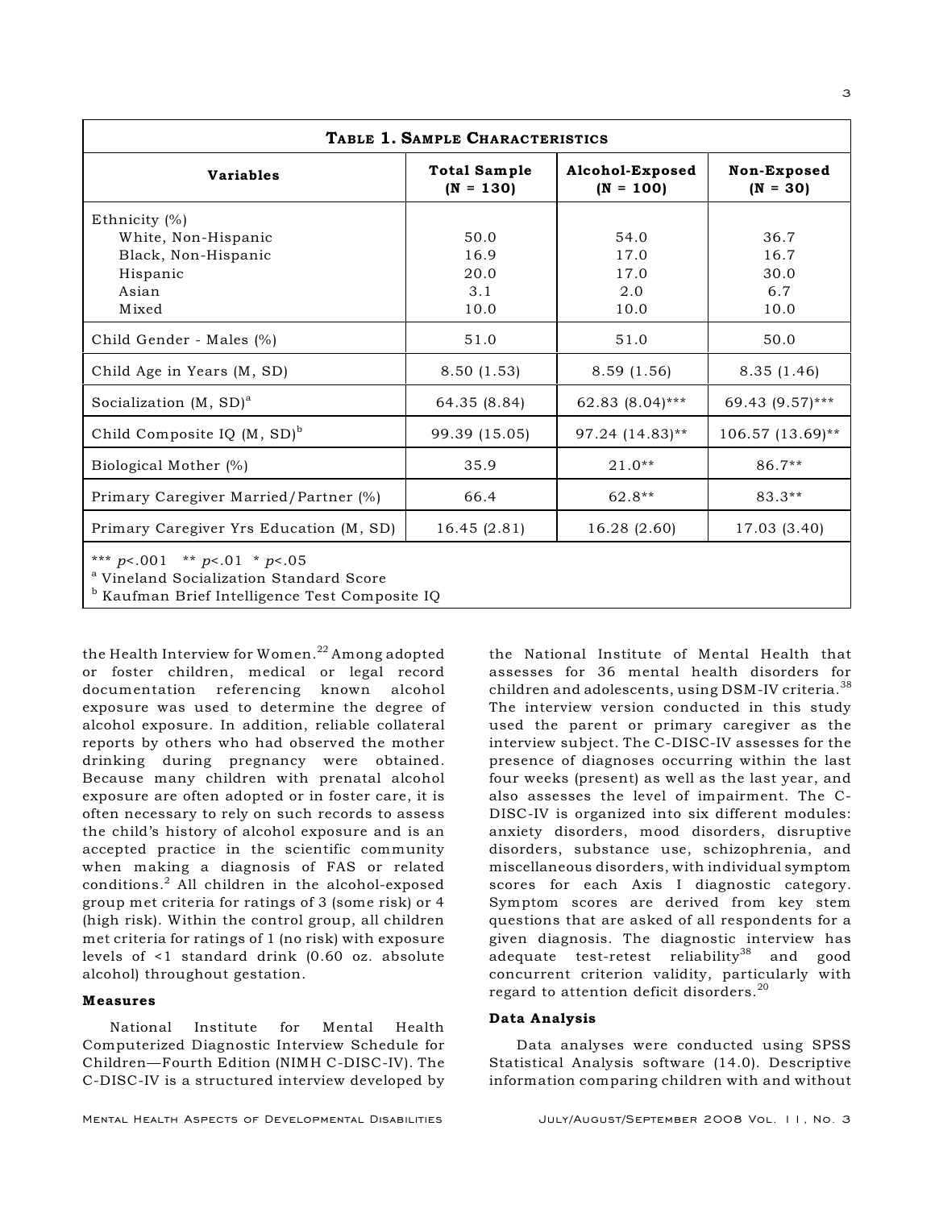| TABLE 1. SAMPLE CHARACTERISTICS | | | |
|---|---|---|---|
| **Variables** | **Total Sample (N = 130)** | **Alcohol-Exposed (N = 100)** | **Non-Exposed (N = 30)** |
| Ethnicity (%) | | | |
| White, Non-Hispanic | 50.0 | 54.0 | 36.7 |
| Black, Non-Hispanic | 16.9 | 17.0 | 16.7 |
| Hispanic | 20.0 | 17.0 | 30.0 |
| Asian | 3.1 | 2.0 | 6.7 |
| Mixed | 10.0 | 10.0 | 10.0 |
| Child Gender - Males (%) | 51.0 | 51.0 | 50.0 |
| Child Age in Years (M, SD) | 8.50 (1.53) | 8.59 (1.56) | 8.35 (1.46) |
| Socialization (M, SD)[a] | 64.35 (8.84) | 62.83 (8.04)*** | 69.43 (9.57)*** |
| Child Composite IQ (M, SD)[b] | 99.39 (15.05) | 97.24 (14.83)** | 106.57 (13.69)** |
| Biological Mother (%) | 35.9 | 21.0** | 86.7** |
| Primary Caregiver Married/Partner (%) | 66.4 | 62.8** | 83.3** |
| Primary Caregiver Yrs Education (M, SD) | 16.45 (2.81) | 16.28 (2.60) | 17.03 (3.40) |

*** $p<.001$ ** $p<.01$ * $p<.05$
[a] Vineland Socialization Standard Score
[b] Kaufman Brief Intelligence Test Composite IQ

the Health Interview for Women.[22] Among adopted or foster children, medical or legal record documentation referencing known alcohol exposure was used to determine the degree of alcohol exposure. In addition, reliable collateral reports by others who had observed the mother drinking during pregnancy were obtained. Because many children with prenatal alcohol exposure are often adopted or in foster care, it is often necessary to rely on such records to assess the child's history of alcohol exposure and is an accepted practice in the scientific community when making a diagnosis of FAS or related conditions.[2] All children in the alcohol-exposed group met criteria for ratings of 3 (some risk) or 4 (high risk). Within the control group, all children met criteria for ratings of 1 (no risk) with exposure levels of <1 standard drink (0.60 oz. absolute alcohol) throughout gestation.

### Measures

National Institute for Mental Health Computerized Diagnostic Interview Schedule for Children—Fourth Edition (NIMH C-DISC-IV). The C-DISC-IV is a structured interview developed by the National Institute of Mental Health that assesses for 36 mental health disorders for children and adolescents, using DSM-IV criteria.[38] The interview version conducted in this study used the parent or primary caregiver as the interview subject. The C-DISC-IV assesses for the presence of diagnoses occurring within the last four weeks (present) as well as the last year, and also assesses the level of impairment. The C-DISC-IV is organized into six different modules: anxiety disorders, mood disorders, disruptive disorders, substance use, schizophrenia, and miscellaneous disorders, with individual symptom scores for each Axis I diagnostic category. Symptom scores are derived from key stem questions that are asked of all respondents for a given diagnosis. The diagnostic interview has adequate test-retest reliability[38] and good concurrent criterion validity, particularly with regard to attention deficit disorders.[20]

### Data Analysis

Data analyses were conducted using SPSS Statistical Analysis software (14.0). Descriptive information comparing children with and without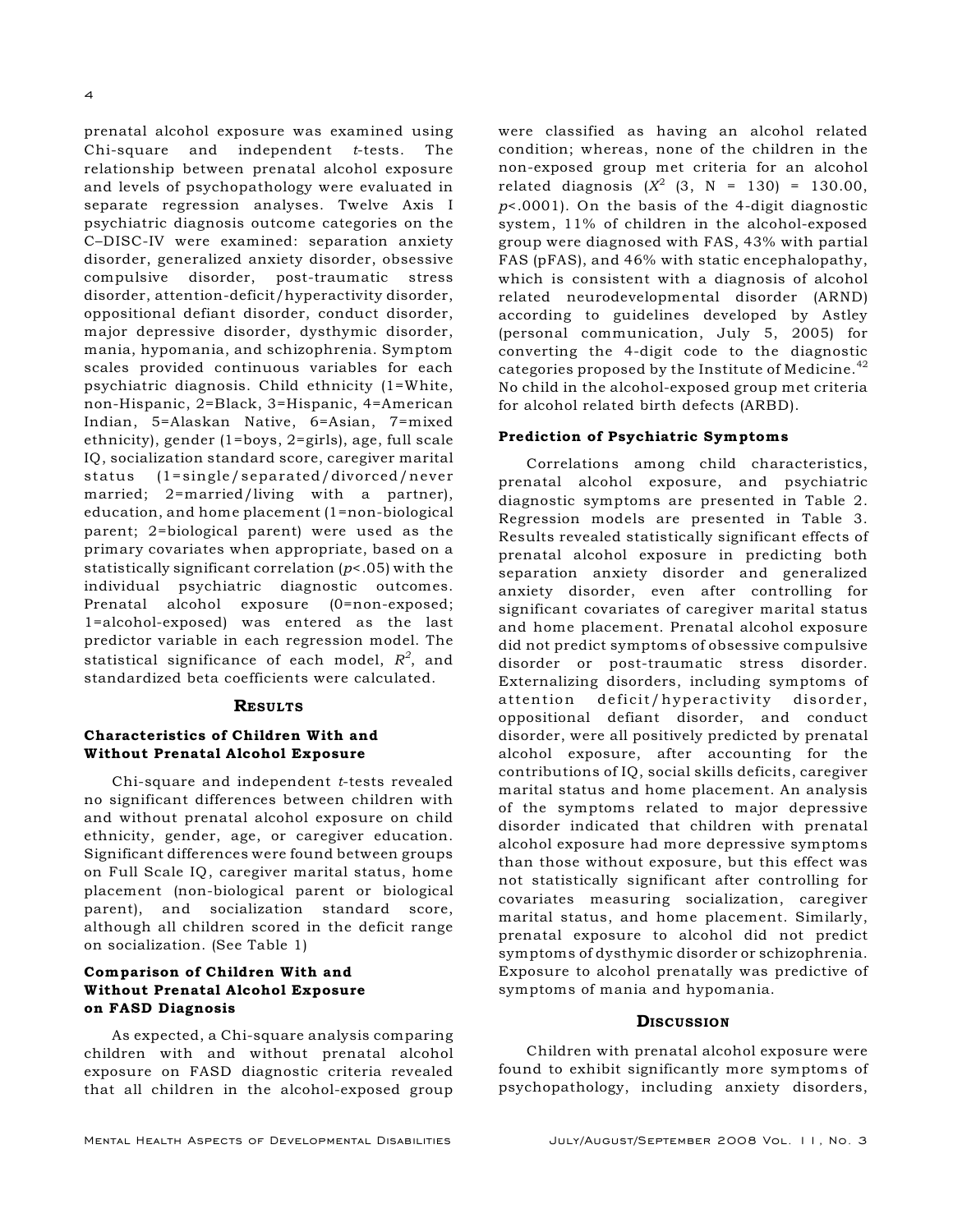prenatal alcohol exposure was examined using Chi-square and independent *t*-tests. The relationship between prenatal alcohol exposure and levels of psychopathology were evaluated in separate regression analyses. Twelve Axis I psychiatric diagnosis outcome categories on the C–DISC-IV were examined: separation anxiety disorder, generalized anxiety disorder, obsessive compulsive disorder, post-traumatic stress disorder, attention-deficit/hyperactivity disorder, oppositional defiant disorder, conduct disorder, major depressive disorder, dysthymic disorder, mania, hypomania, and schizophrenia. Symptom scales provided continuous variables for each psychiatric diagnosis. Child ethnicity (1=White, non-Hispanic, 2=Black, 3=Hispanic, 4=American Indian, 5=Alaskan Native, 6=Asian, 7=mixed ethnicity), gender (1=boys, 2=girls), age, full scale IQ, socialization standard score, caregiver marital status (1=single/separated/divorced/never married; 2=married/living with a partner), education, and home placement (1=non-biological parent; 2=biological parent) were used as the primary covariates when appropriate, based on a statistically significant correlation ($p<.05$) with the individual psychiatric diagnostic outcomes. Prenatal alcohol exposure (0=non-exposed; 1=alcohol-exposed) was entered as the last predictor variable in each regression model. The statistical significance of each model, $R^2$, and standardized beta coefficients were calculated.

## Results

### Characteristics of Children With and Without Prenatal Alcohol Exposure

Chi-square and independent *t*-tests revealed no significant differences between children with and without prenatal alcohol exposure on child ethnicity, gender, age, or caregiver education. Significant differences were found between groups on Full Scale IQ, caregiver marital status, home placement (non-biological parent or biological parent), and socialization standard score, although all children scored in the deficit range on socialization. (See Table 1)

### Comparison of Children With and Without Prenatal Alcohol Exposure on FASD Diagnosis

As expected, a Chi-square analysis comparing children with and without prenatal alcohol exposure on FASD diagnostic criteria revealed that all children in the alcohol-exposed group were classified as having an alcohol related condition; whereas, none of the children in the non-exposed group met criteria for an alcohol related diagnosis ($X^2$ (3, N = 130) = 130.00, $p<.0001$). On the basis of the 4-digit diagnostic system, 11% of children in the alcohol-exposed group were diagnosed with FAS, 43% with partial FAS (pFAS), and 46% with static encephalopathy, which is consistent with a diagnosis of alcohol related neurodevelopmental disorder (ARND) according to guidelines developed by Astley (personal communication, July 5, 2005) for converting the 4-digit code to the diagnostic categories proposed by the Institute of Medicine.[42] No child in the alcohol-exposed group met criteria for alcohol related birth defects (ARBD).

### Prediction of Psychiatric Symptoms

Correlations among child characteristics, prenatal alcohol exposure, and psychiatric diagnostic symptoms are presented in Table 2. Regression models are presented in Table 3. Results revealed statistically significant effects of prenatal alcohol exposure in predicting both separation anxiety disorder and generalized anxiety disorder, even after controlling for significant covariates of caregiver marital status and home placement. Prenatal alcohol exposure did not predict symptoms of obsessive compulsive disorder or post-traumatic stress disorder. Externalizing disorders, including symptoms of attention deficit/hyperactivity disorder, oppositional defiant disorder, and conduct disorder, were all positively predicted by prenatal alcohol exposure, after accounting for the contributions of IQ, social skills deficits, caregiver marital status and home placement. An analysis of the symptoms related to major depressive disorder indicated that children with prenatal alcohol exposure had more depressive symptoms than those without exposure, but this effect was not statistically significant after controlling for covariates measuring socialization, caregiver marital status, and home placement. Similarly, prenatal exposure to alcohol did not predict symptoms of dysthymic disorder or schizophrenia. Exposure to alcohol prenatally was predictive of symptoms of mania and hypomania.

## Discussion

Children with prenatal alcohol exposure were found to exhibit significantly more symptoms of psychopathology, including anxiety disorders,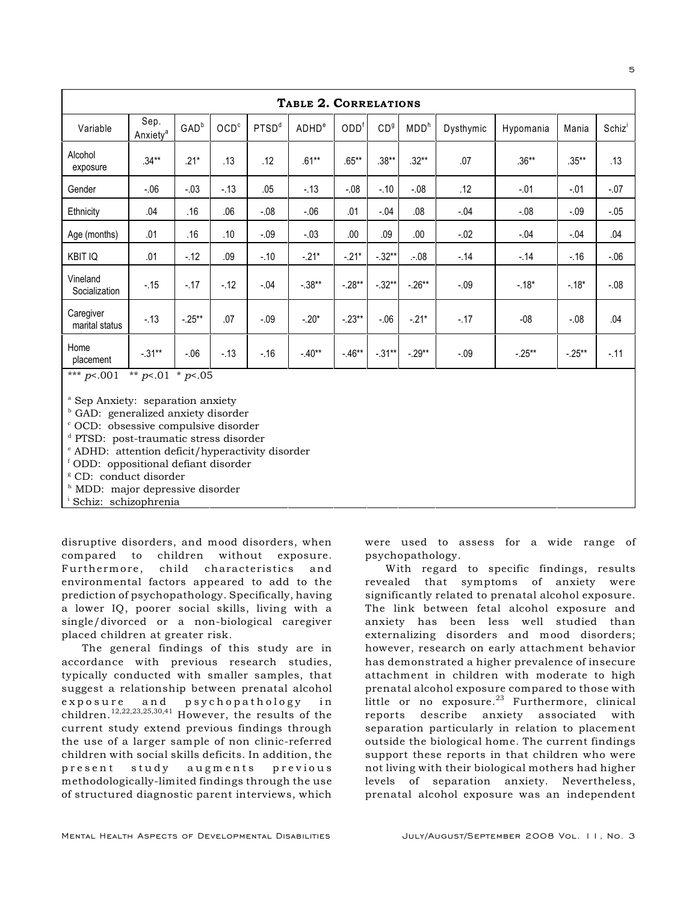**Table 2. Correlations**

| Variable | Sep. Anxiety[a] | GAD[b] | OCD[c] | PTSD[d] | ADHD[e] | ODD[f] | CD[g] | MDD[h] | Dysthymic | Hypomania | Mania | Schiz[i] |
|---|---|---|---|---|---|---|---|---|---|---|---|---|
| Alcohol exposure | .34** | .21* | .13 | .12 | .61** | .65** | .38** | .32** | .07 | .36** | .35** | .13 |
| Gender | -.06 | -.03 | -.13 | .05 | -.13 | -.08 | -.10 | -.08 | .12 | -.01 | -.01 | -.07 |
| Ethnicity | .04 | .16 | .06 | -.08 | -.06 | .01 | -.04 | .08 | -.04 | -.08 | -.09 | -.05 |
| Age (months) | .01 | .16 | .10 | -.09 | -.03 | .00 | .09 | .00 | -.02 | -.04 | -.04 | .04 |
| KBIT IQ | .01 | -.12 | .09 | -.10 | -.21* | -.21* | -.32** | .-.08 | -.14 | -.14 | -.16 | -.06 |
| Vineland Socialization | -.15 | -.17 | -.12 | -.04 | -.38** | -.28** | -.32** | -.26** | -.09 | -.18* | -.18* | -.08 |
| Caregiver marital status | -.13 | -.25** | .07 | -.09 | -.20* | -.23** | -.06 | -.21* | -.17 | -08 | -.08 | .04 |
| Home placement | -.31** | -.06 | -.13 | -.16 | -.40** | -.46** | -.31** | -.29** | -.09 | -.25** | -.25** | -.11 |

*** $p<.001$ ** $p<.01$ * $p<.05$

[a] Sep Anxiety: separation anxiety
[b] GAD: generalized anxiety disorder
[c] OCD: obsessive compulsive disorder
[d] PTSD: post-traumatic stress disorder
[e] ADHD: attention deficit/hyperactivity disorder
[f] ODD: oppositional defiant disorder
[g] CD: conduct disorder
[h] MDD: major depressive disorder
[i] Schiz: schizophrenia

disruptive disorders, and mood disorders, when compared to children without exposure. Furthermore, child characteristics and environmental factors appeared to add to the prediction of psychopathology. Specifically, having a lower IQ, poorer social skills, living with a single/divorced or a non-biological caregiver placed children at greater risk.

The general findings of this study are in accordance with previous research studies, typically conducted with smaller samples, that suggest a relationship between prenatal alcohol exposure and psychopathology in children.[12,22,23,25,30,41] However, the results of the current study extend previous findings through the use of a larger sample of non clinic-referred children with social skills deficits. In addition, the present study augments previous methodologically-limited findings through the use of structured diagnostic parent interviews, which were used to assess for a wide range of psychopathology.

With regard to specific findings, results revealed that symptoms of anxiety were significantly related to prenatal alcohol exposure. The link between fetal alcohol exposure and anxiety has been less well studied than externalizing disorders and mood disorders; however, research on early attachment behavior has demonstrated a higher prevalence of insecure attachment in children with moderate to high prenatal alcohol exposure compared to those with little or no exposure.[23] Furthermore, clinical reports describe anxiety associated with separation particularly in relation to placement outside the biological home. The current findings support these reports in that children who were not living with their biological mothers had higher levels of separation anxiety. Nevertheless, prenatal alcohol exposure was an independent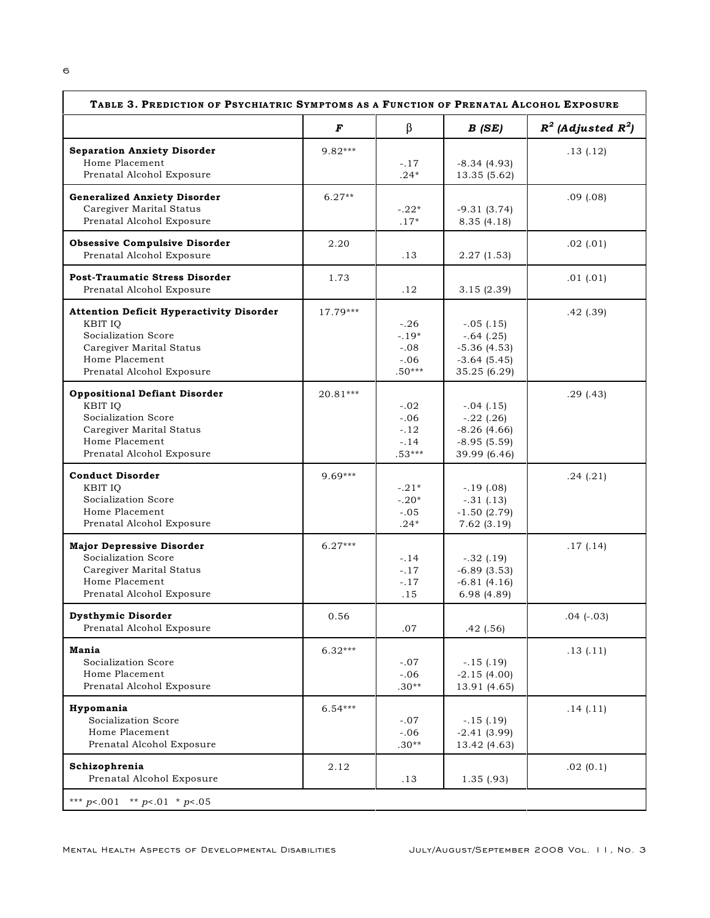| **Table 3. Prediction of Psychiatric Symptoms as a Function of Prenatal Alcohol Exposure** | | | | |
|---|---|---|---|---|
| | ***F*** | β | ***B (SE)*** | ***$R^2$ (Adjusted $R^2$)*** |
| **Separation Anxiety Disorder** | 9.82*** | | | .13 (.12) |
| Home Placement | | -.17 | -8.34 (4.93) | |
| Prenatal Alcohol Exposure | | .24* | 13.35 (5.62) | |
| **Generalized Anxiety Disorder** | 6.27** | | | .09 (.08) |
| Caregiver Marital Status | | -.22* | -9.31 (3.74) | |
| Prenatal Alcohol Exposure | | .17* | 8.35 (4.18) | |
| **Obsessive Compulsive Disorder** | 2.20 | | | .02 (.01) |
| Prenatal Alcohol Exposure | | .13 | 2.27 (1.53) | |
| **Post-Traumatic Stress Disorder** | 1.73 | | | .01 (.01) |
| Prenatal Alcohol Exposure | | .12 | 3.15 (2.39) | |
| **Attention Deficit Hyperactivity Disorder** | 17.79*** | | | .42 (.39) |
| KBIT IQ | | -.26 | -.05 (.15) | |
| Socialization Score | | -.19* | -.64 (.25) | |
| Caregiver Marital Status | | -.08 | -5.36 (4.53) | |
| Home Placement | | -.06 | -3.64 (5.45) | |
| Prenatal Alcohol Exposure | | .50*** | 35.25 (6.29) | |
| **Oppositional Defiant Disorder** | 20.81*** | | | .29 (.43) |
| KBIT IQ | | -.02 | -.04 (.15) | |
| Socialization Score | | -.06 | -.22 (.26) | |
| Caregiver Marital Status | | -.12 | -8.26 (4.66) | |
| Home Placement | | -.14 | -8.95 (5.59) | |
| Prenatal Alcohol Exposure | | .53*** | 39.99 (6.46) | |
| **Conduct Disorder** | 9.69*** | | | .24 (.21) |
| KBIT IQ | | -.21* | -.19 (.08) | |
| Socialization Score | | -.20* | -.31 (.13) | |
| Home Placement | | -.05 | -1.50 (2.79) | |
| Prenatal Alcohol Exposure | | .24* | 7.62 (3.19) | |
| **Major Depressive Disorder** | 6.27*** | | | .17 (.14) |
| Socialization Score | | -.14 | -.32 (.19) | |
| Caregiver Marital Status | | -.17 | -6.89 (3.53) | |
| Home Placement | | -.17 | -6.81 (4.16) | |
| Prenatal Alcohol Exposure | | .15 | 6.98 (4.89) | |
| **Dysthymic Disorder** | 0.56 | | | .04 (-.03) |
| Prenatal Alcohol Exposure | | .07 | .42 (.56) | |
| **Mania** | 6.32*** | | | .13 (.11) |
| Socialization Score | | -.07 | -.15 (.19) | |
| Home Placement | | -.06 | -2.15 (4.00) | |
| Prenatal Alcohol Exposure | | .30** | 13.91 (4.65) | |
| **Hypomania** | 6.54*** | | | .14 (.11) |
| Socialization Score | | -.07 | -.15 (.19) | |
| Home Placement | | -.06 | -2.41 (3.99) | |
| Prenatal Alcohol Exposure | | .30** | 13.42 (4.63) | |
| **Schizophrenia** | 2.12 | | | .02 (0.1) |
| Prenatal Alcohol Exposure | | .13 | 1.35 (.93) | |

*** $p<.001$ ** $p<.01$ * $p<.05$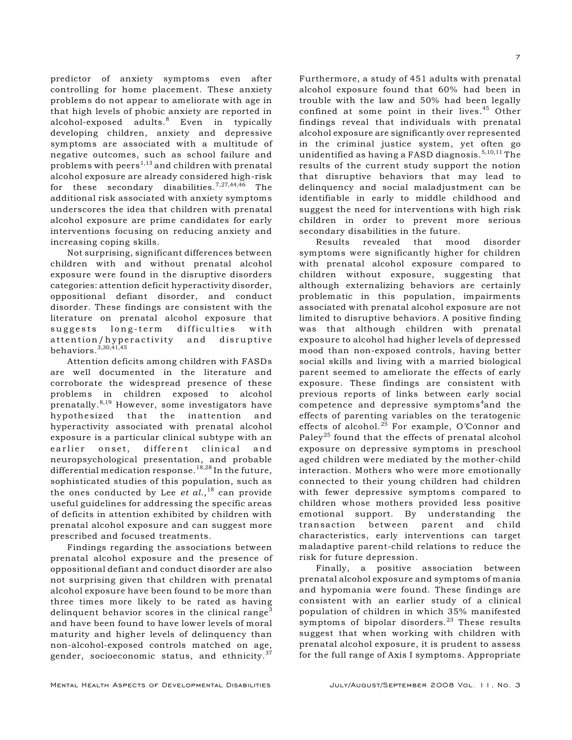predictor of anxiety symptoms even after controlling for home placement. These anxiety problems do not appear to ameliorate with age in that high levels of phobic anxiety are reported in alcohol-exposed adults.[8] Even in typically developing children, anxiety and depressive symptoms are associated with a multitude of negative outcomes, such as school failure and problems with peers[1,13] and children with prenatal alcohol exposure are already considered high-risk for these secondary disabilities.[7,27,44,46] The additional risk associated with anxiety symptoms underscores the idea that children with prenatal alcohol exposure are prime candidates for early interventions focusing on reducing anxiety and increasing coping skills.

Not surprising, significant differences between children with and without prenatal alcohol exposure were found in the disruptive disorders categories: attention deficit hyperactivity disorder, oppositional defiant disorder, and conduct disorder. These findings are consistent with the literature on prenatal alcohol exposure that suggests long-term difficulties with attention/hyperactivity and disruptive behaviors.[3,30,41,45]

Attention deficits among children with FASDs are well documented in the literature and corroborate the widespread presence of these problems in children exposed to alcohol prenatally.[8,19] However, some investigators have hypothesized that the inattention and hyperactivity associated with prenatal alcohol exposure is a particular clinical subtype with an earlier onset, different clinical and neuropsychological presentation, and probable differential medication response.[18,28] In the future, sophisticated studies of this population, such as the ones conducted by Lee *et al.*,[18] can provide useful guidelines for addressing the specific areas of deficits in attention exhibited by children with prenatal alcohol exposure and can suggest more prescribed and focused treatments.

Findings regarding the associations between prenatal alcohol exposure and the presence of oppositional defiant and conduct disorder are also not surprising given that children with prenatal alcohol exposure have been found to be more than three times more likely to be rated as having delinquent behavior scores in the clinical range[3] and have been found to have lower levels of moral maturity and higher levels of delinquency than non-alcohol-exposed controls matched on age, gender, socioeconomic status, and ethnicity.[37] Furthermore, a study of 451 adults with prenatal alcohol exposure found that 60% had been in trouble with the law and 50% had been legally confined at some point in their lives.[45] Other findings reveal that individuals with prenatal alcohol exposure are significantly over represented in the criminal justice system, yet often go unidentified as having a FASD diagnosis.[5,10,11] The results of the current study support the notion that disruptive behaviors that may lead to delinquency and social maladjustment can be identifiable in early to middle childhood and suggest the need for interventions with high risk children in order to prevent more serious secondary disabilities in the future.

Results revealed that mood disorder symptoms were significantly higher for children with prenatal alcohol exposure compared to children without exposure, suggesting that although externalizing behaviors are certainly problematic in this population, impairments associated with prenatal alcohol exposure are not limited to disruptive behaviors. A positive finding was that although children with prenatal exposure to alcohol had higher levels of depressed mood than non-exposed controls, having better social skills and living with a married biological parent seemed to ameliorate the effects of early exposure. These findings are consistent with previous reports of links between early social competence and depressive symptoms[4] and the effects of parenting variables on the teratogenic effects of alcohol.[25] For example, O'Connor and Paley[25] found that the effects of prenatal alcohol exposure on depressive symptoms in preschool aged children were mediated by the mother-child interaction. Mothers who were more emotionally connected to their young children had children with fewer depressive symptoms compared to children whose mothers provided less positive emotional support. By understanding the transaction between parent and child characteristics, early interventions can target maladaptive parent-child relations to reduce the risk for future depression.

Finally, a positive association between prenatal alcohol exposure and symptoms of mania and hypomania were found. These findings are consistent with an earlier study of a clinical population of children in which 35% manifested symptoms of bipolar disorders.[23] These results suggest that when working with children with prenatal alcohol exposure, it is prudent to assess for the full range of Axis I symptoms. Appropriate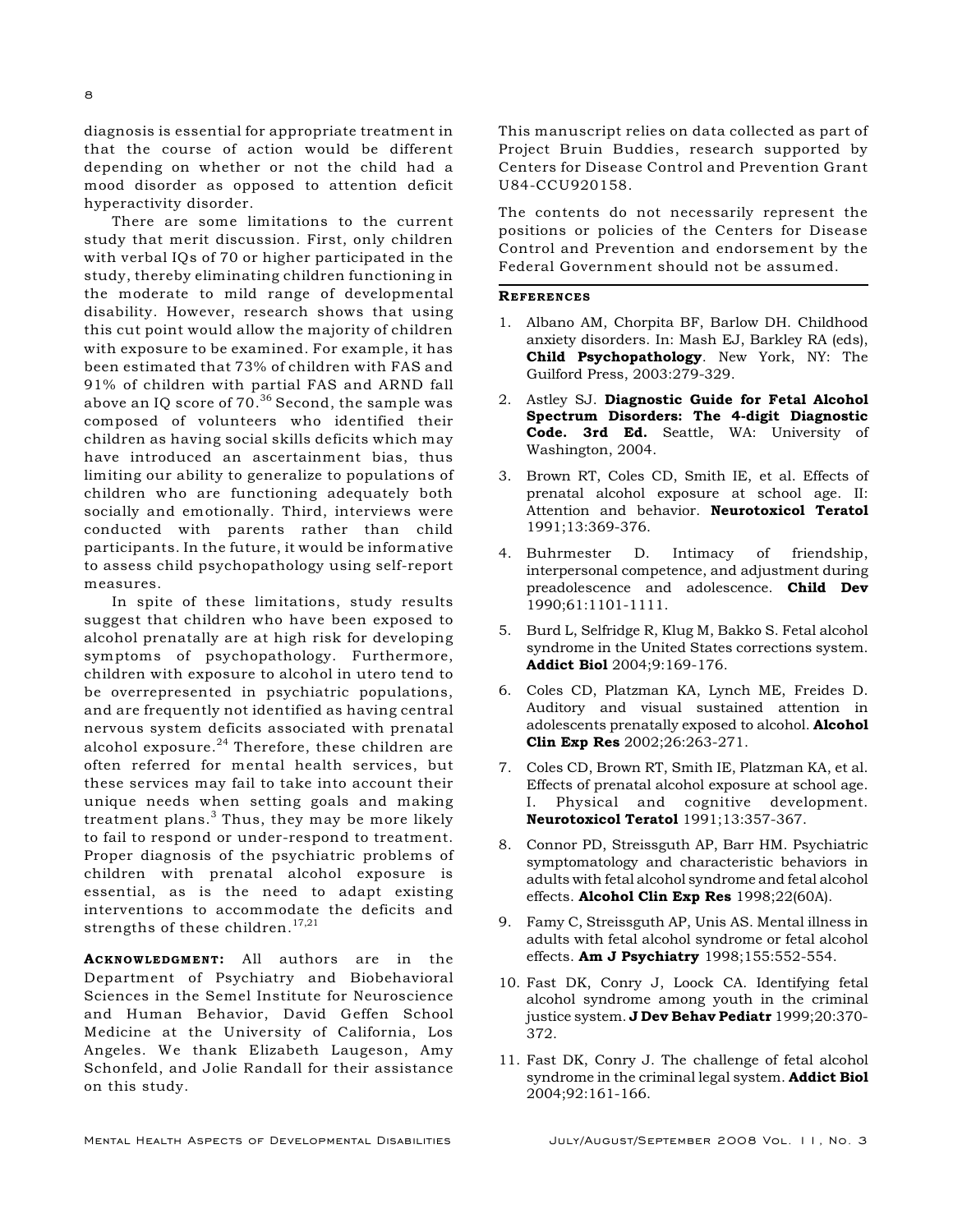diagnosis is essential for appropriate treatment in that the course of action would be different depending on whether or not the child had a mood disorder as opposed to attention deficit hyperactivity disorder.

There are some limitations to the current study that merit discussion. First, only children with verbal IQs of 70 or higher participated in the study, thereby eliminating children functioning in the moderate to mild range of developmental disability. However, research shows that using this cut point would allow the majority of children with exposure to be examined. For example, it has been estimated that 73% of children with FAS and 91% of children with partial FAS and ARND fall above an IQ score of 70.[36] Second, the sample was composed of volunteers who identified their children as having social skills deficits which may have introduced an ascertainment bias, thus limiting our ability to generalize to populations of children who are functioning adequately both socially and emotionally. Third, interviews were conducted with parents rather than child participants. In the future, it would be informative to assess child psychopathology using self-report measures.

In spite of these limitations, study results suggest that children who have been exposed to alcohol prenatally are at high risk for developing symptoms of psychopathology. Furthermore, children with exposure to alcohol in utero tend to be overrepresented in psychiatric populations, and are frequently not identified as having central nervous system deficits associated with prenatal alcohol exposure.[24] Therefore, these children are often referred for mental health services, but these services may fail to take into account their unique needs when setting goals and making treatment plans.[3] Thus, they may be more likely to fail to respond or under-respond to treatment. Proper diagnosis of the psychiatric problems of children with prenatal alcohol exposure is essential, as is the need to adapt existing interventions to accommodate the deficits and strengths of these children.[17,21]

**Acknowledgment:** All authors are in the Department of Psychiatry and Biobehavioral Sciences in the Semel Institute for Neuroscience and Human Behavior, David Geffen School Medicine at the University of California, Los Angeles. We thank Elizabeth Laugeson, Amy Schonfeld, and Jolie Randall for their assistance on this study.

This manuscript relies on data collected as part of Project Bruin Buddies, research supported by Centers for Disease Control and Prevention Grant U84-CCU920158.

The contents do not necessarily represent the positions or policies of the Centers for Disease Control and Prevention and endorsement by the Federal Government should not be assumed.

## References

1. Albano AM, Chorpita BF, Barlow DH. Childhood anxiety disorders. In: Mash EJ, Barkley RA (eds), **Child Psychopathology**. New York, NY: The Guilford Press, 2003:279-329.
2. Astley SJ. **Diagnostic Guide for Fetal Alcohol Spectrum Disorders: The 4-digit Diagnostic Code. 3rd Ed.** Seattle, WA: University of Washington, 2004.
3. Brown RT, Coles CD, Smith IE, et al. Effects of prenatal alcohol exposure at school age. II: Attention and behavior. **Neurotoxicol Teratol** 1991;13:369-376.
4. Buhrmester D. Intimacy of friendship, interpersonal competence, and adjustment during preadolescence and adolescence. **Child Dev** 1990;61:1101-1111.
5. Burd L, Selfridge R, Klug M, Bakko S. Fetal alcohol syndrome in the United States corrections system. **Addict Biol** 2004;9:169-176.
6. Coles CD, Platzman KA, Lynch ME, Freides D. Auditory and visual sustained attention in adolescents prenatally exposed to alcohol. **Alcohol Clin Exp Res** 2002;26:263-271.
7. Coles CD, Brown RT, Smith IE, Platzman KA, et al. Effects of prenatal alcohol exposure at school age. I. Physical and cognitive development. **Neurotoxicol Teratol** 1991;13:357-367.
8. Connor PD, Streissguth AP, Barr HM. Psychiatric symptomatology and characteristic behaviors in adults with fetal alcohol syndrome and fetal alcohol effects. **Alcohol Clin Exp Res** 1998;22(60A).
9. Famy C, Streissguth AP, Unis AS. Mental illness in adults with fetal alcohol syndrome or fetal alcohol effects. **Am J Psychiatry** 1998;155:552-554.
10. Fast DK, Conry J, Loock CA. Identifying fetal alcohol syndrome among youth in the criminal justice system. **J Dev Behav Pediatr** 1999;20:370-372.
11. Fast DK, Conry J. The challenge of fetal alcohol syndrome in the criminal legal system. **Addict Biol** 2004;92:161-166.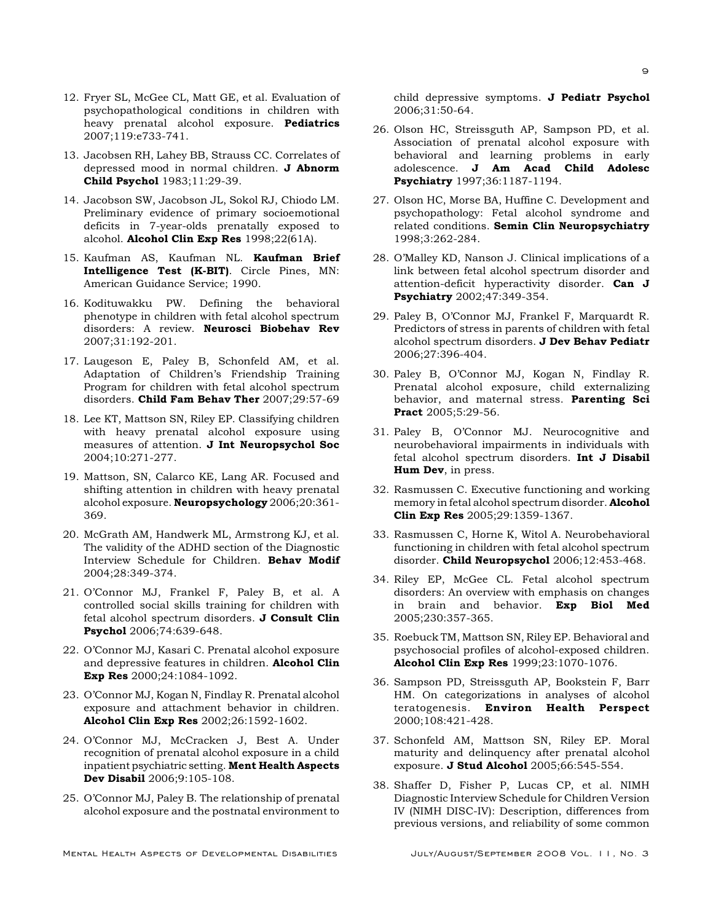12. Fryer SL, McGee CL, Matt GE, et al. Evaluation of psychopathological conditions in children with heavy prenatal alcohol exposure. **Pediatrics** 2007;119:e733-741.

13. Jacobsen RH, Lahey BB, Strauss CC. Correlates of depressed mood in normal children. **J Abnorm Child Psychol** 1983;11:29-39.

14. Jacobson SW, Jacobson JL, Sokol RJ, Chiodo LM. Preliminary evidence of primary socioemotional deficits in 7-year-olds prenatally exposed to alcohol. **Alcohol Clin Exp Res** 1998;22(61A).

15. Kaufman AS, Kaufman NL. **Kaufman Brief Intelligence Test (K-BIT)**. Circle Pines, MN: American Guidance Service; 1990.

16. Kodituwakku PW. Defining the behavioral phenotype in children with fetal alcohol spectrum disorders: A review. **Neurosci Biobehav Rev** 2007;31:192-201.

17. Laugeson E, Paley B, Schonfeld AM, et al. Adaptation of Children's Friendship Training Program for children with fetal alcohol spectrum disorders. **Child Fam Behav Ther** 2007;29:57-69

18. Lee KT, Mattson SN, Riley EP. Classifying children with heavy prenatal alcohol exposure using measures of attention. **J Int Neuropsychol Soc** 2004;10:271-277.

19. Mattson, SN, Calarco KE, Lang AR. Focused and shifting attention in children with heavy prenatal alcohol exposure. **Neuropsychology** 2006;20:361-369.

20. McGrath AM, Handwerk ML, Armstrong KJ, et al. The validity of the ADHD section of the Diagnostic Interview Schedule for Children. **Behav Modif** 2004;28:349-374.

21. O'Connor MJ, Frankel F, Paley B, et al. A controlled social skills training for children with fetal alcohol spectrum disorders. **J Consult Clin Psychol** 2006;74:639-648.

22. O'Connor MJ, Kasari C. Prenatal alcohol exposure and depressive features in children. **Alcohol Clin Exp Res** 2000;24:1084-1092.

23. O'Connor MJ, Kogan N, Findlay R. Prenatal alcohol exposure and attachment behavior in children. **Alcohol Clin Exp Res** 2002;26:1592-1602.

24. O'Connor MJ, McCracken J, Best A. Under recognition of prenatal alcohol exposure in a child inpatient psychiatric setting. **Ment Health Aspects Dev Disabil** 2006;9:105-108.

25. O'Connor MJ, Paley B. The relationship of prenatal alcohol exposure and the postnatal environment to child depressive symptoms. **J Pediatr Psychol** 2006;31:50-64.

26. Olson HC, Streissguth AP, Sampson PD, et al. Association of prenatal alcohol exposure with behavioral and learning problems in early adolescence. **J Am Acad Child Adolesc Psychiatry** 1997;36:1187-1194.

27. Olson HC, Morse BA, Huffine C. Development and psychopathology: Fetal alcohol syndrome and related conditions. **Semin Clin Neuropsychiatry** 1998;3:262-284.

28. O'Malley KD, Nanson J. Clinical implications of a link between fetal alcohol spectrum disorder and attention-deficit hyperactivity disorder. **Can J Psychiatry** 2002;47:349-354.

29. Paley B, O'Connor MJ, Frankel F, Marquardt R. Predictors of stress in parents of children with fetal alcohol spectrum disorders. **J Dev Behav Pediatr** 2006;27:396-404.

30. Paley B, O'Connor MJ, Kogan N, Findlay R. Prenatal alcohol exposure, child externalizing behavior, and maternal stress. **Parenting Sci Pract** 2005;5:29-56.

31. Paley B, O'Connor MJ. Neurocognitive and neurobehavioral impairments in individuals with fetal alcohol spectrum disorders. **Int J Disabil Hum Dev**, in press.

32. Rasmussen C. Executive functioning and working memory in fetal alcohol spectrum disorder. **Alcohol Clin Exp Res** 2005;29:1359-1367.

33. Rasmussen C, Horne K, Witol A. Neurobehavioral functioning in children with fetal alcohol spectrum disorder. **Child Neuropsychol** 2006;12:453-468.

34. Riley EP, McGee CL. Fetal alcohol spectrum disorders: An overview with emphasis on changes in brain and behavior. **Exp Biol Med** 2005;230:357-365.

35. Roebuck TM, Mattson SN, Riley EP. Behavioral and psychosocial profiles of alcohol-exposed children. **Alcohol Clin Exp Res** 1999;23:1070-1076.

36. Sampson PD, Streissguth AP, Bookstein F, Barr HM. On categorizations in analyses of alcohol teratogenesis. **Environ Health Perspect** 2000;108:421-428.

37. Schonfeld AM, Mattson SN, Riley EP. Moral maturity and delinquency after prenatal alcohol exposure. **J Stud Alcohol** 2005;66:545-554.

38. Shaffer D, Fisher P, Lucas CP, et al. NIMH Diagnostic Interview Schedule for Children Version IV (NIMH DISC-IV): Description, differences from previous versions, and reliability of some common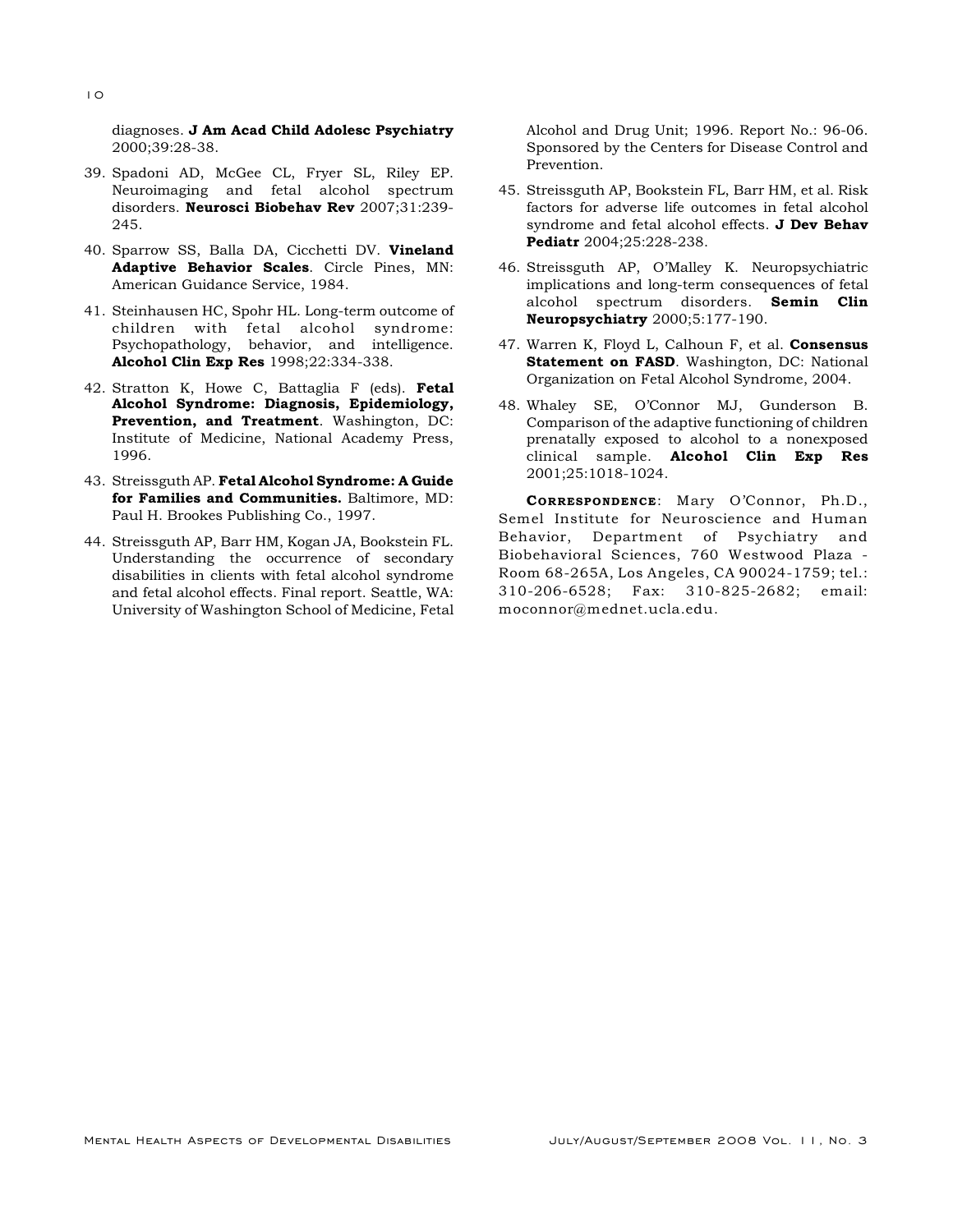diagnoses. **J Am Acad Child Adolesc Psychiatry** 2000;39:28-38.

39. Spadoni AD, McGee CL, Fryer SL, Riley EP. Neuroimaging and fetal alcohol spectrum disorders. **Neurosci Biobehav Rev** 2007;31:239-245.

40. Sparrow SS, Balla DA, Cicchetti DV. **Vineland Adaptive Behavior Scales**. Circle Pines, MN: American Guidance Service, 1984.

41. Steinhausen HC, Spohr HL. Long-term outcome of children with fetal alcohol syndrome: Psychopathology, behavior, and intelligence. **Alcohol Clin Exp Res** 1998;22:334-338.

42. Stratton K, Howe C, Battaglia F (eds). **Fetal Alcohol Syndrome: Diagnosis, Epidemiology, Prevention, and Treatment**. Washington, DC: Institute of Medicine, National Academy Press, 1996.

43. Streissguth AP. **Fetal Alcohol Syndrome: A Guide for Families and Communities.** Baltimore, MD: Paul H. Brookes Publishing Co., 1997.

44. Streissguth AP, Barr HM, Kogan JA, Bookstein FL. Understanding the occurrence of secondary disabilities in clients with fetal alcohol syndrome and fetal alcohol effects. Final report. Seattle, WA: University of Washington School of Medicine, Fetal Alcohol and Drug Unit; 1996. Report No.: 96-06. Sponsored by the Centers for Disease Control and Prevention.

45. Streissguth AP, Bookstein FL, Barr HM, et al. Risk factors for adverse life outcomes in fetal alcohol syndrome and fetal alcohol effects. **J Dev Behav Pediatr** 2004;25:228-238.

46. Streissguth AP, O'Malley K. Neuropsychiatric implications and long-term consequences of fetal alcohol spectrum disorders. **Semin Clin Neuropsychiatry** 2000;5:177-190.

47. Warren K, Floyd L, Calhoun F, et al. **Consensus Statement on FASD**. Washington, DC: National Organization on Fetal Alcohol Syndrome, 2004.

48. Whaley SE, O'Connor MJ, Gunderson B. Comparison of the adaptive functioning of children prenatally exposed to alcohol to a nonexposed clinical sample. **Alcohol Clin Exp Res** 2001;25:1018-1024.

**Correspondence**: Mary O'Connor, Ph.D., Semel Institute for Neuroscience and Human Behavior, Department of Psychiatry and Biobehavioral Sciences, 760 Westwood Plaza - Room 68-265A, Los Angeles, CA 90024-1759; tel.: 310-206-6528; Fax: 310-825-2682; email: moconnor@mednet.ucla.edu.